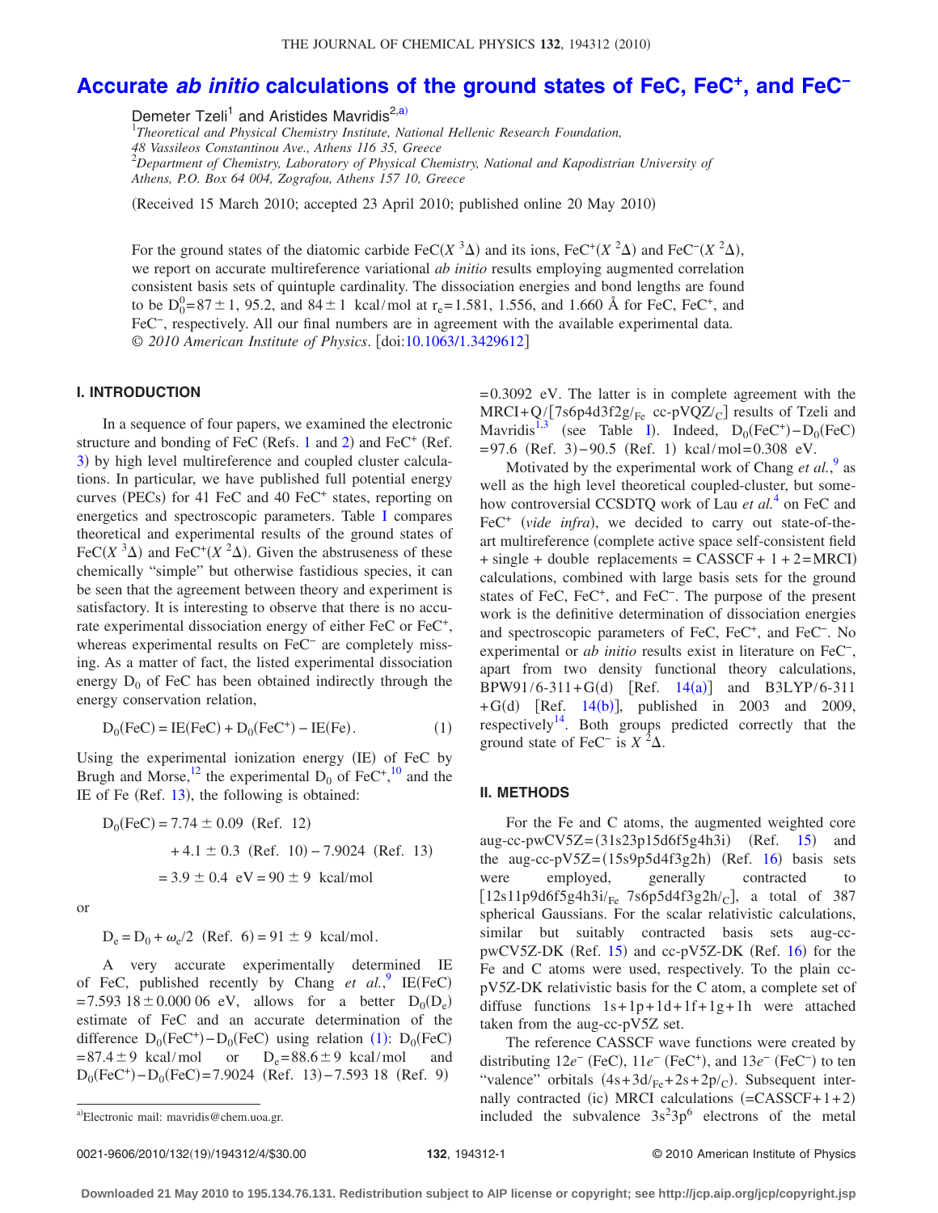# Accurate *ab initio* calculations of the ground states of FeC, $FeC^+$, and $FeC^-$

Demeter Tzeli[1] and Aristides Mavridis[2,a)]

[1]*Theoretical and Physical Chemistry Institute, National Hellenic Research Foundation, 48 Vassileos Constantinou Ave., Athens 116 35, Greece*
[2]*Department of Chemistry, Laboratory of Physical Chemistry, National and Kapodistrian University of Athens, P.O. Box 64 004, Zografou, Athens 157 10, Greece*

(Received 15 March 2010; accepted 23 April 2010; published online 20 May 2010)

For the ground states of the diatomic carbide FeC($X\,^3\Delta$) and its ions, $FeC^+$($X\,^2\Delta$) and $FeC^-$($X\,^2\Delta$), we report on accurate multireference variational *ab initio* results employing augmented correlation consistent basis sets of quintuple cardinality. The dissociation energies and bond lengths are found to be $D_0^0 = 87 \pm 1$, 95.2, and $84 \pm 1$ kcal/mol at $r_e = 1.581$, 1.556, and 1.660 Å for FeC, $FeC^+$, and $FeC^-$, respectively. All our final numbers are in agreement with the available experimental data. © *2010 American Institute of Physics*. [doi:10.1063/1.3429612]

## I. INTRODUCTION

In a sequence of four papers, we examined the electronic structure and bonding of FeC (Refs. 1 and 2) and $FeC^+$ (Ref. 3) by high level multireference and coupled cluster calculations. In particular, we have published full potential energy curves (PECs) for 41 FeC and 40 $FeC^+$ states, reporting on energetics and spectroscopic parameters. Table I compares theoretical and experimental results of the ground states of FeC($X\,^3\Delta$) and $FeC^+$($X\,^2\Delta$). Given the abstruseness of these chemically "simple" but otherwise fastidious species, it can be seen that the agreement between theory and experiment is satisfactory. It is interesting to observe that there is no accurate experimental dissociation energy of either FeC or $FeC^+$, whereas experimental results on $FeC^-$ are completely missing. As a matter of fact, the listed experimental dissociation energy $D_0$ of FeC has been obtained indirectly through the energy conservation relation,

$$D_0(\mathrm{FeC}) = \mathrm{IE}(\mathrm{FeC}) + D_0(\mathrm{FeC}^+) - \mathrm{IE}(\mathrm{Fe}). \tag{1}$$

Using the experimental ionization energy (IE) of FeC by Brugh and Morse,[12] the experimental $D_0$ of $FeC^+$,[10] and the IE of Fe (Ref. 13), the following is obtained:

$$\begin{aligned} D_0(\mathrm{FeC}) &= 7.74 \pm 0.09 \ \ (\text{Ref. 12}) \\ &\quad + 4.1 \pm 0.3 \ \ (\text{Ref. 10}) - 7.9024 \ \ (\text{Ref. 13}) \\ &= 3.9 \pm 0.4 \ \ \mathrm{eV} = 90 \pm 9 \ \ \mathrm{kcal/mol} \end{aligned}$$

or

$$D_e = D_0 + \omega_e/2 \ \ (\text{Ref. 6}) = 91 \pm 9 \ \ \mathrm{kcal/mol}.$$

A very accurate experimentally determined IE of FeC, published recently by Chang *et al.*,[9] IE(FeC) $= 7.593\,18 \pm 0.000\,06$ eV, allows for a better $D_0(D_e)$ estimate of FeC and an accurate determination of the difference $D_0(\mathrm{FeC}^+) - D_0(\mathrm{FeC})$ using relation (1): $D_0(\mathrm{FeC}) = 87.4 \pm 9$ kcal/mol or $D_e = 88.6 \pm 9$ kcal/mol and $D_0(\mathrm{FeC}^+) - D_0(\mathrm{FeC}) = 7.9024$ (Ref. 13) $- 7.593\,18$ (Ref. 9) $= 0.3092$ eV. The latter is in complete agreement with the MRCI+Q/[7s6p4d3f2g/$_{\mathrm{Fe}}$ cc-pVQZ/$_{\mathrm{C}}$] results of Tzeli and Mavridis[1,3] (see Table I). Indeed, $D_0(\mathrm{FeC}^+) - D_0(\mathrm{FeC}) = 97.6$ (Ref. 3) $- 90.5$ (Ref. 1) kcal/mol $= 0.308$ eV.

Motivated by the experimental work of Chang *et al.*,[9] as well as the high level theoretical coupled-cluster, but somehow controversial CCSDTQ work of Lau *et al.*[4] on FeC and $FeC^+$ (*vide infra*), we decided to carry out state-of-the-art multireference (complete active space self-consistent field + single + double replacements = CASSCF + 1 + 2 = MRCI) calculations, combined with large basis sets for the ground states of FeC, $FeC^+$, and $FeC^-$. The purpose of the present work is the definitive determination of dissociation energies and spectroscopic parameters of FeC, $FeC^+$, and $FeC^-$. No experimental or *ab initio* results exist in literature on $FeC^-$, apart from two density functional theory calculations, BPW91/6-311+G(d) [Ref. 14(a)] and B3LYP/6-311+G(d) [Ref. 14(b)], published in 2003 and 2009, respectively[14]. Both groups predicted correctly that the ground state of $FeC^-$ is $X\,^2\Delta$.

## II. METHODS

For the Fe and C atoms, the augmented weighted core aug-cc-pwCV5Z=(31s23p15d6f5g4h3i) (Ref. 15) and the aug-cc-pV5Z=(15s9p5d4f3g2h) (Ref. 16) basis sets were employed, generally contracted to [12s11p9d6f5g4h3i/$_{\mathrm{Fe}}$ 7s6p5d4f3g2h/$_{\mathrm{C}}$], a total of 387 spherical Gaussians. For the scalar relativistic calculations, similar but suitably contracted basis sets aug-cc-pwCV5Z-DK (Ref. 15) and cc-pV5Z-DK (Ref. 16) for the Fe and C atoms were used, respectively. To the plain cc-pV5Z-DK relativistic basis for the C atom, a complete set of diffuse functions 1s+1p+1d+1f+1g+1h were attached taken from the aug-cc-pV5Z set.

The reference CASSCF wave functions were created by distributing $12e^-$ (FeC), $11e^-$ ($FeC^+$), and $13e^-$ ($FeC^-$) to ten "valence" orbitals (4s+3d/$_{\mathrm{Fe}}$+2s+2p/$_{\mathrm{C}}$). Subsequent internally contracted (ic) MRCI calculations (=CASSCF+1+2) included the subvalence $3s^23p^6$ electrons of the metal

---

a)Electronic mail: mavridis@chem.uoa.gr.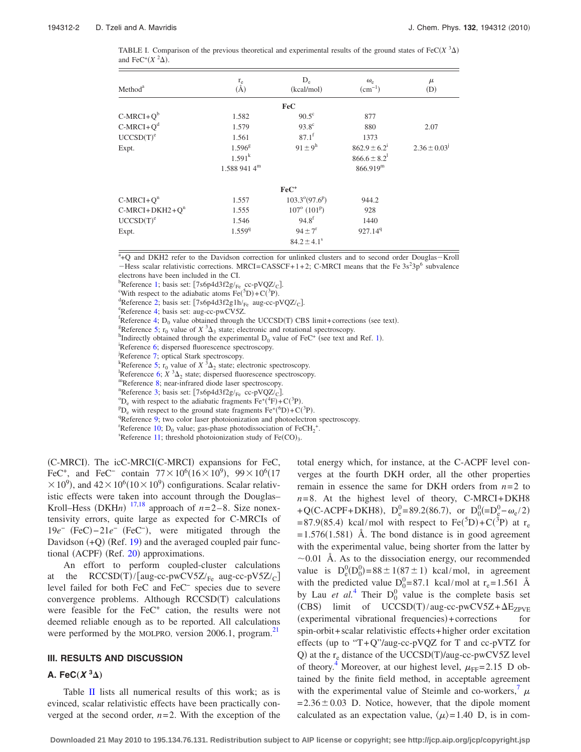TABLE I. Comparison of the previous theoretical and experimental results of the ground states of FeC($X\,^3\Delta$) and FeC$^+$($X\,^2\Delta$).

| Method[a] | $r_e$ (Å) | $D_e$ (kcal/mol) | $\omega_e$ ($cm^{-1}$) | $\mu$ (D) |
|---|---|---|---|---|
| | | **FeC** | | |
| C-MRCI+Q[b] | 1.582 | 90.5[c] | 877 | |
| C-MRCI+Q[d] | 1.579 | 93.8[c] | 880 | 2.07 |
| UCCSD(T)[e] | 1.561 | 87.1[f] | 1373 | |
| Expt. | 1.596[g] | $91 \pm 9$[h] | $862.9 \pm 6.2$[i] | $2.36 \pm 0.03$[j] |
| | 1.591[k] | | $866.6 \pm 8.2$[l] | |
| | 1.588 941 4[m] | | 866.919[m] | |
| | | **FeC$^+$** | | |
| C-MRCI+Q[n] | 1.557 | 103.3[o](97.6[p]) | 944.2 | |
| C-MRCI+DKH2+Q[n] | 1.555 | 107[o] (101[p]) | 928 | |
| UCCSD(T)[e] | 1.546 | 94.8[f] | 1440 | |
| Expt. | 1.559[q] | $94 \pm 7$[r] | 927.14[q] | |
| | | $84.2 \pm 4.1$[s] | | |

[a]+Q and DKH2 refer to the Davidson correction for unlinked clusters and to second order Douglas−Kroll−Hess scalar relativistic corrections. MRCI=CASSCF+1+2; C-MRCI means that the Fe $3s^23p^6$ subvalence electrons have been included in the CI.
[b]Reference 1; basis set: [7s6p4d3f2g/$_{Fe}$ cc-pVQZ/$_C$].
[c]With respect to the adiabatic atoms Fe($^5$D)+C($^3$P).
[d]Reference 2; basis set: [7s6p4d3f2g1h/$_{Fe}$ aug-cc-pVQZ/$_C$].
[e]Reference 4; basis set: aug-cc-pwCV5Z.
[f]Reference 4; $D_0$ value obtained through the UCCSD(T) CBS limit+corrections (see text).
[g]Reference 5; $r_0$ value of $X\,^3\Delta_3$ state; electronic and rotational spectroscopy.
[h]Indirectly obtained through the experimental $D_0$ value of FeC$^+$ (see text and Ref. 1).
[i]Reference 6; dispersed fluorescence spectroscopy.
[j]Reference 7; optical Stark spectroscopy.
[k]Reference 5; $r_0$ value of $X\,^3\Delta_2$ state; electronic spectroscopy.
[l]Referencce 6; $X\,^3\Delta_2$ state; dispersed fluorescence spectroscopy.
[m]Reference 8; near-infrared diode laser spectroscopy.
[n]Reference 3; basis set: [7s6p4d3f2g/$_{Fe}$ cc-pVQZ/$_C$].
[o]$D_e$ with respect to the adiabatic fragments Fe$^+$($^4$F)+C($^3$P).
[p]$D_e$ with respect to the ground state fragments Fe$^+$($^6$D)+C($^3$P).
[q]Reference 9; two color laser photoionization and photoelectron spectroscopy.
[r]Reference 10; $D_0$ value; gas-phase photodissociation of FeCH$_2^+$.
[s]Reference 11; threshold photoionization study of Fe(CO)$_3$.

(C-MRCI). The icC-MRCI(C-MRCI) expansions for FeC, FeC$^+$, and FeC$^-$ contain $77\times10^6(16\times10^9)$, $99\times10^6(17\times10^9)$, and $42\times10^6(10\times10^9)$ configurations. Scalar relativistic effects were taken into account through the Douglas–Kroll–Hess (DKH$n$)[17,18] approach of $n=2$–8. Size nonextensivity errors, quite large as expected for C-MRCIs of $19e^-$ (FeC)–$21e^-$ (FeC$^-$), were mitigated through the Davidson (+Q) (Ref. 19) and the averaged coupled pair functional (ACPF) (Ref. 20) approximations.

An effort to perform coupled-cluster calculations at the RCCSD(T)/[aug-cc-pwCV5Z/$_{Fe}$ aug-cc-pV5Z/$_C$] level failed for both FeC and FeC$^-$ species due to severe convergence problems. Although RCCSD(T) calculations were feasible for the FeC$^+$ cation, the results were not deemed reliable enough to be reported. All calculations were performed by the MOLPRO, version 2006.1, program.[21]

## III. RESULTS AND DISCUSSION

### A. FeC($X\,^3\Delta$)

Table II lists all numerical results of this work; as is evinced, scalar relativistic effects have been practically converged at the second order, $n=2$. With the exception of the total energy which, for instance, at the C-ACPF level converges at the fourth DKH order, all the other properties remain in essence the same for DKH orders from $n=2$ to $n=8$. At the highest level of theory, C-MRCI+DKH8+Q(C-ACPF+DKH8), $D_e^0=89.2(86.7)$, or $D_0^0(=D_e^0-\omega_e/2)=87.9(85.4)$ kcal/mol with respect to Fe($^5$D)+C($^3$P) at $r_e=1.576(1.581)$ Å. The bond distance is in good agreement with the experimental value, being shorter from the latter by $\sim$0.01 Å. As to the dissociation energy, our recommended value is $D_e^0(D_0^0)=88\pm1(87\pm1)$ kcal/mol, in agreement with the predicted value $D_0^0=87.1$ kcal/mol at $r_e=1.561$ Å by Lau *et al.*[4] Their $D_0^0$ value is the complete basis set (CBS) limit of UCCSD(T)/aug-cc-pwCV5Z+$\Delta E_{ZPVE}$ (experimental vibrational frequencies)+corrections for spin-orbit+scalar relativistic effects+higher order excitation effects (up to "T+Q"/aug-cc-pVQZ for T and cc-pVTZ for Q) at the $r_e$ distance of the UCCSD(T)/aug-cc-pwCV5Z level of theory.[4] Moreover, at our highest level, $\mu_{FF}=2.15$ D obtained by the finite field method, in acceptable agreement with the experimental value of Steimle and co-workers,[7] $\mu=2.36\pm0.03$ D. Notice, however, that the dipole moment calculated as an expectation value, $\langle\mu\rangle=1.40$ D, is in com-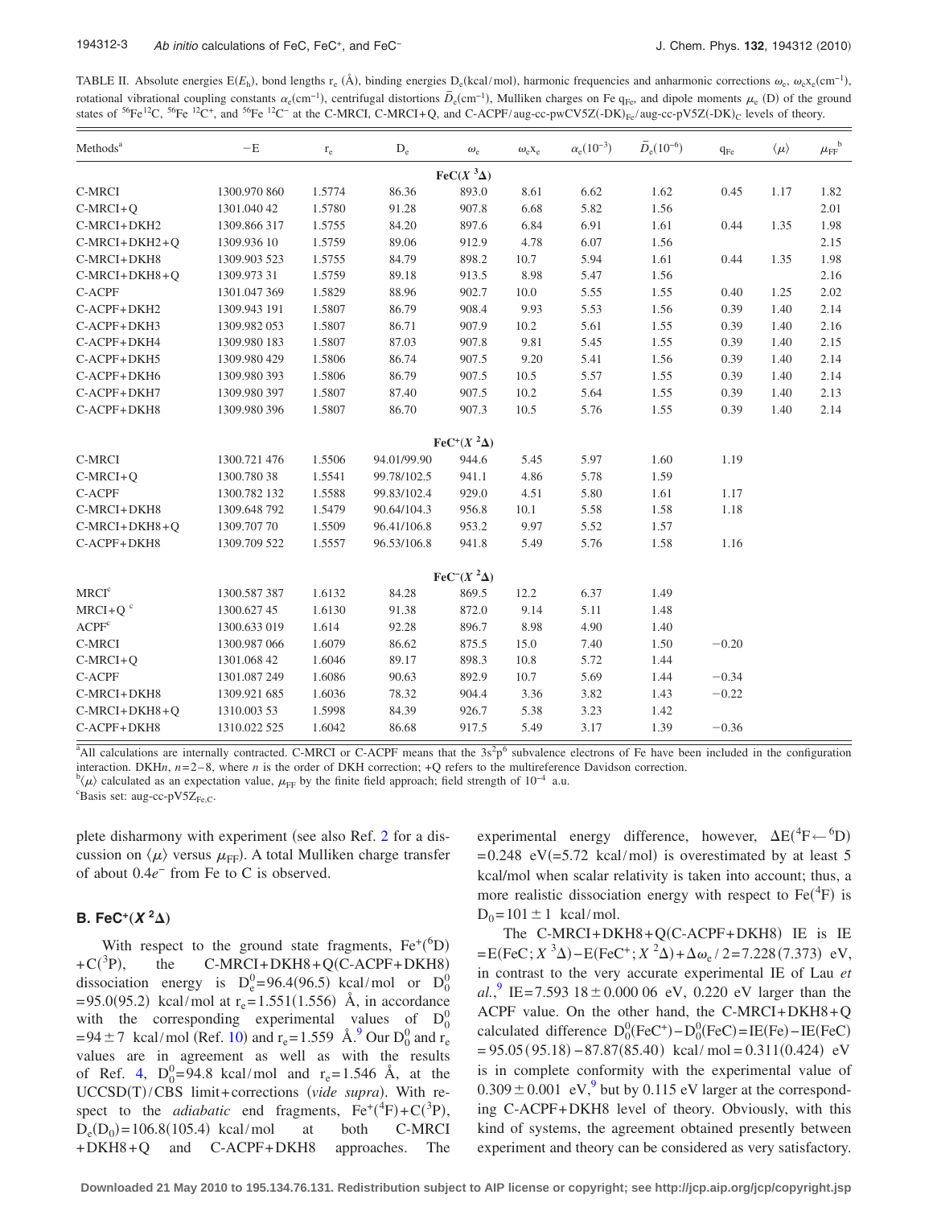TABLE II. Absolute energies E($E_h$), bond lengths $r_e$ (Å), binding energies $D_e$(kcal/mol), harmonic frequencies and anharmonic corrections $\omega_e$, $\omega_e x_e$(cm$^{-1}$), rotational vibrational coupling constants $\alpha_e$(cm$^{-1}$), centrifugal distortions $\bar{D}_e$(cm$^{-1}$), Mulliken charges on Fe $q_{Fe}$, and dipole moments $\mu_e$ (D) of the ground states of $^{56}$Fe$^{12}$C, $^{56}$Fe $^{12}$C$^+$, and $^{56}$Fe $^{12}$C$^-$ at the C-MRCI, C-MRCI+Q, and C-ACPF/aug-cc-pwCV5Z(-DK)$_{Fe}$/aug-cc-pV5Z(-DK)$_C$ levels of theory.

| Methods[a] | −E | $r_e$ | $D_e$ | $\omega_e$ | $\omega_e x_e$ | $\alpha_e(10^{-3})$ | $\bar{D}_e(10^{-6})$ | $q_{Fe}$ | $\langle\mu\rangle$ | $\mu_{FF}$[b] |
|---|---|---|---|---|---|---|---|---|---|---|
| | | | | FeC($X\ ^3\Delta$) | | | | | | |
| C-MRCI | 1300.970 860 | 1.5774 | 86.36 | 893.0 | 8.61 | 6.62 | 1.62 | 0.45 | 1.17 | 1.82 |
| C-MRCI+Q | 1301.040 42 | 1.5780 | 91.28 | 907.8 | 6.68 | 5.82 | 1.56 | | | 2.01 |
| C-MRCI+DKH2 | 1309.866 317 | 1.5755 | 84.20 | 897.6 | 6.84 | 6.91 | 1.61 | 0.44 | 1.35 | 1.98 |
| C-MRCI+DKH2+Q | 1309.936 10 | 1.5759 | 89.06 | 912.9 | 4.78 | 6.07 | 1.56 | | | 2.15 |
| C-MRCI+DKH8 | 1309.903 523 | 1.5755 | 84.79 | 898.2 | 10.7 | 5.94 | 1.61 | 0.44 | 1.35 | 1.98 |
| C-MRCI+DKH8+Q | 1309.973 31 | 1.5759 | 89.18 | 913.5 | 8.98 | 5.47 | 1.56 | | | 2.16 |
| C-ACPF | 1301.047 369 | 1.5829 | 88.96 | 902.7 | 10.0 | 5.55 | 1.55 | 0.40 | 1.25 | 2.02 |
| C-ACPF+DKH2 | 1309.943 191 | 1.5807 | 86.79 | 908.4 | 9.93 | 5.53 | 1.56 | 0.39 | 1.40 | 2.14 |
| C-ACPF+DKH3 | 1309.982 053 | 1.5807 | 86.71 | 907.9 | 10.2 | 5.61 | 1.55 | 0.39 | 1.40 | 2.16 |
| C-ACPF+DKH4 | 1309.980 183 | 1.5807 | 87.03 | 907.8 | 9.81 | 5.45 | 1.55 | 0.39 | 1.40 | 2.15 |
| C-ACPF+DKH5 | 1309.980 429 | 1.5806 | 86.74 | 907.5 | 9.20 | 5.41 | 1.56 | 0.39 | 1.40 | 2.14 |
| C-ACPF+DKH6 | 1309.980 393 | 1.5806 | 86.79 | 907.5 | 10.5 | 5.57 | 1.55 | 0.39 | 1.40 | 2.14 |
| C-ACPF+DKH7 | 1309.980 397 | 1.5807 | 87.40 | 907.5 | 10.2 | 5.64 | 1.55 | 0.39 | 1.40 | 2.13 |
| C-ACPF+DKH8 | 1309.980 396 | 1.5807 | 86.70 | 907.3 | 10.5 | 5.76 | 1.55 | 0.39 | 1.40 | 2.14 |
| | | | | FeC$^+$($X\ ^2\Delta$) | | | | | | |
| C-MRCI | 1300.721 476 | 1.5506 | 94.01/99.90 | 944.6 | 5.45 | 5.97 | 1.60 | 1.19 | | |
| C-MRCI+Q | 1300.780 38 | 1.5541 | 99.78/102.5 | 941.1 | 4.86 | 5.78 | 1.59 | | | |
| C-ACPF | 1300.782 132 | 1.5588 | 99.83/102.4 | 929.0 | 4.51 | 5.80 | 1.61 | 1.17 | | |
| C-MRCI+DKH8 | 1309.648 792 | 1.5479 | 90.64/104.3 | 956.8 | 10.1 | 5.58 | 1.58 | 1.18 | | |
| C-MRCI+DKH8+Q | 1309.707 70 | 1.5509 | 96.41/106.8 | 953.2 | 9.97 | 5.52 | 1.57 | | | |
| C-ACPF+DKH8 | 1309.709 522 | 1.5557 | 96.53/106.8 | 941.8 | 5.49 | 5.76 | 1.58 | 1.16 | | |
| | | | | FeC$^-$($X\ ^2\Delta$) | | | | | | |
| MRCI[c] | 1300.587 387 | 1.6132 | 84.28 | 869.5 | 12.2 | 6.37 | 1.49 | | | |
| MRCI+Q [c] | 1300.627 45 | 1.6130 | 91.38 | 872.0 | 9.14 | 5.11 | 1.48 | | | |
| ACPF[c] | 1300.633 019 | 1.614 | 92.28 | 896.7 | 8.98 | 4.90 | 1.40 | | | |
| C-MRCI | 1300.987 066 | 1.6079 | 86.62 | 875.5 | 15.0 | 7.40 | 1.50 | −0.20 | | |
| C-MRCI+Q | 1301.068 42 | 1.6046 | 89.17 | 898.3 | 10.8 | 5.72 | 1.44 | | | |
| C-ACPF | 1301.087 249 | 1.6086 | 90.63 | 892.9 | 10.7 | 5.69 | 1.44 | −0.34 | | |
| C-MRCI+DKH8 | 1309.921 685 | 1.6036 | 78.32 | 904.4 | 3.36 | 3.82 | 1.43 | −0.22 | | |
| C-MRCI+DKH8+Q | 1310.003 53 | 1.5998 | 84.39 | 926.7 | 5.38 | 3.23 | 1.42 | | | |
| C-ACPF+DKH8 | 1310.022 525 | 1.6042 | 86.68 | 917.5 | 5.49 | 3.17 | 1.39 | −0.36 | | |

[a]All calculations are internally contracted. C-MRCI or C-ACPF means that the $3s^2p^6$ subvalence electrons of Fe have been included in the configuration interaction. DKH$n$, $n$=2–8, where $n$ is the order of DKH correction; +Q refers to the multireference Davidson correction.

[b]$\langle\mu\rangle$ calculated as an expectation value, $\mu_{FF}$ by the finite field approach; field strength of $10^{-4}$ a.u.

[c]Basis set: aug-cc-pV5Z$_{Fe,C}$.

plete disharmony with experiment (see also Ref. 2 for a discussion on $\langle\mu\rangle$ versus $\mu_{FF}$). A total Mulliken charge transfer of about 0.4$e^-$ from Fe to C is observed.

### B. FeC$^+$($X\ ^2\Delta$)

With respect to the ground state fragments, Fe$^+$($^6$D) +C($^3$P), the C-MRCI+DKH8+Q(C-ACPF+DKH8) dissociation energy is $D_e^0$=96.4(96.5) kcal/mol or $D_0^0$ =95.0(95.2) kcal/mol at $r_e$=1.551(1.556) Å, in accordance with the corresponding experimental values of $D_0^0$ =94±7 kcal/mol (Ref. 10) and $r_e$=1.559 Å.[9] Our $D_0^0$ and $r_e$ values are in agreement as well as with the results of Ref. 4, $D_0^0$=94.8 kcal/mol and $r_e$=1.546 Å, at the UCCSD(T)/CBS limit+corrections (*vide supra*). With respect to the *adiabatic* end fragments, Fe$^+$($^4$F)+C($^3$P), $D_e$($D_0$)=106.8(105.4) kcal/mol at both C-MRCI +DKH8+Q and C-ACPF+DKH8 approaches. The experimental energy difference, however, $\Delta E(^4F \leftarrow {}^6D)$ =0.248 eV(=5.72 kcal/mol) is overestimated by at least 5 kcal/mol when scalar relativity is taken into account; thus, a more realistic dissociation energy with respect to Fe($^4$F) is $D_0$=101±1 kcal/mol.

The C-MRCI+DKH8+Q(C-ACPF+DKH8) IE is IE =E(FeC; $X\ ^3\Delta$)−E(FeC$^+$; $X\ ^2\Delta$)+$\Delta\omega_e/2$=7.228(7.373) eV, in contrast to the very accurate experimental IE of Lau *et al.*,[9] IE=7.593 18±0.000 06 eV, 0.220 eV larger than the ACPF value. On the other hand, the C-MRCI+DKH8+Q calculated difference $D_0^0$(FeC$^+$)−$D_0^0$(FeC)=IE(Fe)−IE(FeC) =95.05(95.18)−87.87(85.40) kcal/mol=0.311(0.424) eV is in complete conformity with the experimental value of 0.309±0.001 eV,[9] but by 0.115 eV larger at the corresponding C-ACPF+DKH8 level of theory. Obviously, with this kind of systems, the agreement obtained presently between experiment and theory can be considered as very satisfactory.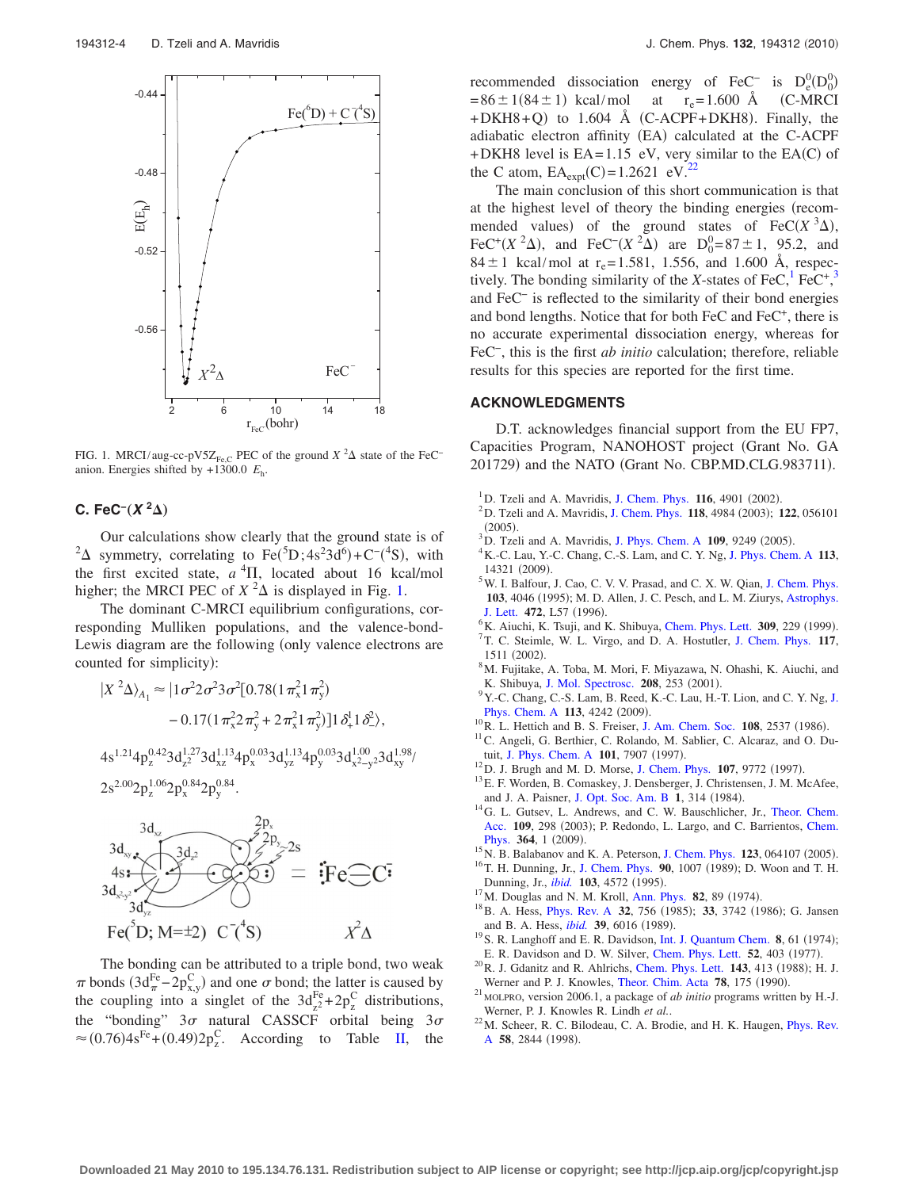-0.44

-0.48

-0.52

-0.56

$E(E_h)$

2 6 10 14 18

$r_{FeC}$(bohr)

$Fe(^6D) + C^-(^4S)$

$X^2\Delta$

$FeC^-$

FIG. 1. MRCI/aug-cc-pV5Z$_{Fe,C}$ PEC of the ground $X\,^2\Delta$ state of the $FeC^-$ anion. Energies shifted by +1300.0 $E_h$.

### C. $FeC^-(X\,^2\Delta)$

Our calculations show clearly that the ground state is of $^2\Delta$ symmetry, correlating to $Fe(^5D;4s^23d^6)+C^-(^4S)$, with the first excited state, $a\,^4\Pi$, located about 16 kcal/mol higher; the MRCI PEC of $X\,^2\Delta$ is displayed in Fig. 1.

The dominant C-MRCI equilibrium configurations, corresponding Mulliken populations, and the valence-bond-Lewis diagram are the following (only valence electrons are counted for simplicity):

$$|X\,^2\Delta\rangle_{A_1} \approx |1\sigma^2 2\sigma^2 3\sigma^2[0.78(1\pi_x^2 1\pi_y^2) - 0.17(1\pi_x^2 2\pi_y^2 + 2\pi_x^2 1\pi_y^2)]1\delta_+^1 1\delta_-^2\rangle,$$

$$4s^{1.21}4p_z^{0.42}3d_{z^2}^{1.27}3d_{xz}^{1.13}4p_x^{0.03}3d_{yz}^{1.13}4p_y^{0.03}3d_{x^2-y^2}^{1.00}3d_{xy}^{1.98}/$$

$$2s^{2.00}2p_z^{1.06}2p_x^{0.84}2p_y^{0.84}.$$

$3d_{xz}$, $3d_{xy}$, $4s$, $3d_{x^2-y^2}$, $3d_{yz}$, $3d_{z^2}$, $2p_x$, $2p_y$, $2s$

$Fe(^5D; M=\pm 2)$ $C^-(^4S)$ $X^2\Delta$

The bonding can be attributed to a triple bond, two weak $\pi$ bonds $(3d_\pi^{Fe}-2p_{x,y}^{C})$ and one $\sigma$ bond; the latter is caused by the coupling into a singlet of the $3d_{z^2}^{Fe}+2p_z^{C}$ distributions, the "bonding" $3\sigma$ natural CASSCF orbital being $3\sigma \approx (0.76)4s^{Fe}+(0.49)2p_z^{C}$. According to Table II, the recommended dissociation energy of $FeC^-$ is $D_e^0(D_0^0) = 86\pm 1(84\pm 1)$ kcal/mol at $r_e=1.600$ Å (C-MRCI+DKH8+Q) to 1.604 Å (C-ACPF+DKH8). Finally, the adiabatic electron affinity (EA) calculated at the C-ACPF+DKH8 level is EA=1.15 eV, very similar to the EA(C) of the C atom, $EA_{expt}(C)=1.2621$ eV.[22]

The main conclusion of this short communication is that at the highest level of theory the binding energies (recommended values) of the ground states of $FeC(X\,^3\Delta)$, $FeC^+(X\,^2\Delta)$, and $FeC^-(X\,^2\Delta)$ are $D_0^0=87\pm 1$, 95.2, and $84\pm 1$ kcal/mol at $r_e=1.581$, 1.556, and 1.600 Å, respectively. The bonding similarity of the X-states of FeC,[1] $FeC^+$,[3] and $FeC^-$ is reflected to the similarity of their bond energies and bond lengths. Notice that for both FeC and $FeC^+$, there is no accurate experimental dissociation energy, whereas for $FeC^-$, this is the first *ab initio* calculation; therefore, reliable results for this species are reported for the first time.

## ACKNOWLEDGMENTS

D.T. acknowledges financial support from the EU FP7, Capacities Program, NANOHOST project (Grant No. GA 201729) and the NATO (Grant No. CBP.MD.CLG.983711).

[1] D. Tzeli and A. Mavridis, J. Chem. Phys. **116**, 4901 (2002).
[2] D. Tzeli and A. Mavridis, J. Chem. Phys. **118**, 4984 (2003); **122**, 056101 (2005).
[3] D. Tzeli and A. Mavridis, J. Phys. Chem. A **109**, 9249 (2005).
[4] K.-C. Lau, Y.-C. Chang, C.-S. Lam, and C. Y. Ng, J. Phys. Chem. A **113**, 14321 (2009).
[5] W. I. Balfour, J. Cao, C. V. V. Prasad, and C. X. W. Qian, J. Chem. Phys. **103**, 4046 (1995); M. D. Allen, J. C. Pesch, and L. M. Ziurys, Astrophys. J. Lett. **472**, L57 (1996).
[6] K. Aiuchi, K. Tsuji, and K. Shibuya, Chem. Phys. Lett. **309**, 229 (1999).
[7] T. C. Steimle, W. L. Virgo, and D. A. Hostutler, J. Chem. Phys. **117**, 1511 (2002).
[8] M. Fujitake, A. Toba, M. Mori, F. Miyazawa, N. Ohashi, K. Aiuchi, and K. Shibuya, J. Mol. Spectrosc. **208**, 253 (2001).
[9] Y.-C. Chang, C.-S. Lam, B. Reed, K.-C. Lau, H.-T. Lion, and C. Y. Ng, J. Phys. Chem. A **113**, 4242 (2009).
[10] R. L. Hettich and B. S. Freiser, J. Am. Chem. Soc. **108**, 2537 (1986).
[11] C. Angeli, G. Berthier, C. Rolando, M. Sablier, C. Alcaraz, and O. Dutuit, J. Phys. Chem. A **101**, 7907 (1997).
[12] D. J. Brugh and M. D. Morse, J. Chem. Phys. **107**, 9772 (1997).
[13] E. F. Worden, B. Comaskey, J. Densberger, J. Christensen, J. M. McAfee, and J. A. Paisner, J. Opt. Soc. Am. B **1**, 314 (1984).
[14] G. L. Gutsev, L. Andrews, and C. W. Bauschlicher, Jr., Theor. Chem. Acc. **109**, 298 (2003); P. Redondo, L. Largo, and C. Barrientos, Chem. Phys. **364**, 1 (2009).
[15] N. B. Balabanov and K. A. Peterson, J. Chem. Phys. **123**, 064107 (2005).
[16] T. H. Dunning, Jr., J. Chem. Phys. **90**, 1007 (1989); D. Woon and T. H. Dunning, Jr., *ibid.* **103**, 4572 (1995).
[17] M. Douglas and N. M. Kroll, Ann. Phys. **82**, 89 (1974).
[18] B. A. Hess, Phys. Rev. A **32**, 756 (1985); **33**, 3742 (1986); G. Jansen and B. A. Hess, *ibid.* **39**, 6016 (1989).
[19] S. R. Langhoff and E. R. Davidson, Int. J. Quantum Chem. **8**, 61 (1974); E. R. Davidson and D. W. Silver, Chem. Phys. Lett. **52**, 403 (1977).
[20] R. J. Gdanitz and R. Ahlrichs, Chem. Phys. Lett. **143**, 413 (1988); H. J. Werner and P. J. Knowles, Theor. Chim. Acta **78**, 175 (1990).
[21] MOLPRO, version 2006.1, a package of *ab initio* programs written by H.-J. Werner, P. J. Knowles R. Lindh *et al.*.
[22] M. Scheer, R. C. Bilodeau, C. A. Brodie, and H. K. Haugen, Phys. Rev. A **58**, 2844 (1998).